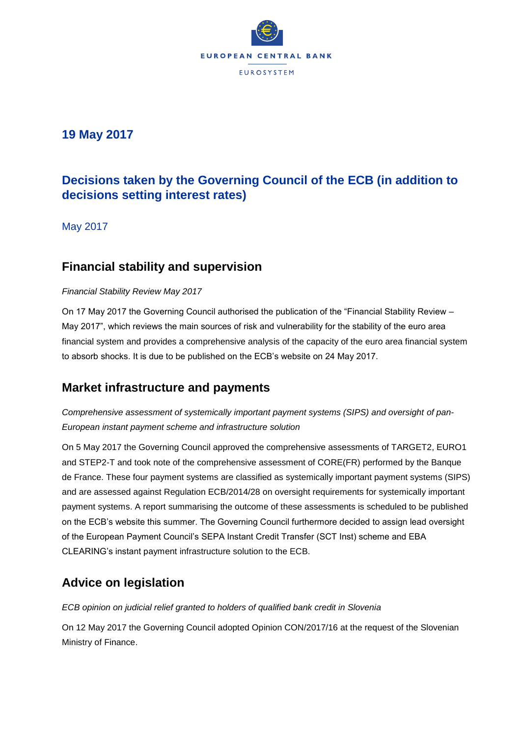EUROPEAN CENTRAL BANK

EUROSYSTEM

## 19 May 2017

# Decisions taken by the Governing Council of the ECB (in addition to decisions setting interest rates)

May 2017

## Financial stability and supervision

*Financial Stability Review May 2017*

On 17 May 2017 the Governing Council authorised the publication of the "Financial Stability Review – May 2017", which reviews the main sources of risk and vulnerability for the stability of the euro area financial system and provides a comprehensive analysis of the capacity of the euro area financial system to absorb shocks. It is due to be published on the ECB's website on 24 May 2017.

## Market infrastructure and payments

*Comprehensive assessment of systemically important payment systems (SIPS) and oversight of pan-European instant payment scheme and infrastructure solution*

On 5 May 2017 the Governing Council approved the comprehensive assessments of TARGET2, EURO1 and STEP2-T and took note of the comprehensive assessment of CORE(FR) performed by the Banque de France. These four payment systems are classified as systemically important payment systems (SIPS) and are assessed against Regulation ECB/2014/28 on oversight requirements for systemically important payment systems. A report summarising the outcome of these assessments is scheduled to be published on the ECB's website this summer. The Governing Council furthermore decided to assign lead oversight of the European Payment Council's SEPA Instant Credit Transfer (SCT Inst) scheme and EBA CLEARING's instant payment infrastructure solution to the ECB.

## Advice on legislation

*ECB opinion on judicial relief granted to holders of qualified bank credit in Slovenia*

On 12 May 2017 the Governing Council adopted Opinion CON/2017/16 at the request of the Slovenian Ministry of Finance.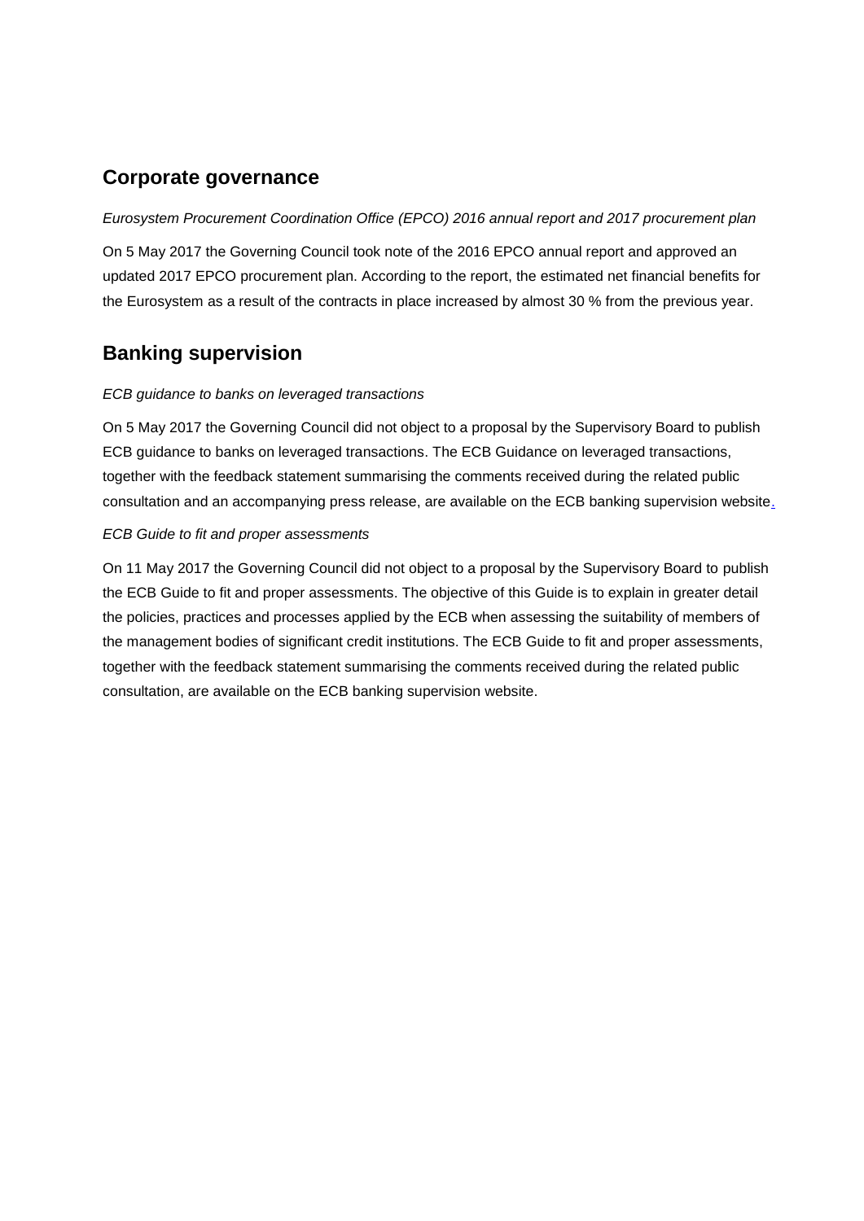## Corporate governance

*Eurosystem Procurement Coordination Office (EPCO) 2016 annual report and 2017 procurement plan*

On 5 May 2017 the Governing Council took note of the 2016 EPCO annual report and approved an updated 2017 EPCO procurement plan. According to the report, the estimated net financial benefits for the Eurosystem as a result of the contracts in place increased by almost 30 % from the previous year.

## Banking supervision

*ECB guidance to banks on leveraged transactions*

On 5 May 2017 the Governing Council did not object to a proposal by the Supervisory Board to publish ECB guidance to banks on leveraged transactions. The ECB Guidance on leveraged transactions, together with the feedback statement summarising the comments received during the related public consultation and an accompanying press release, are available on the ECB banking supervision website.

*ECB Guide to fit and proper assessments*

On 11 May 2017 the Governing Council did not object to a proposal by the Supervisory Board to publish the ECB Guide to fit and proper assessments. The objective of this Guide is to explain in greater detail the policies, practices and processes applied by the ECB when assessing the suitability of members of the management bodies of significant credit institutions. The ECB Guide to fit and proper assessments, together with the feedback statement summarising the comments received during the related public consultation, are available on the ECB banking supervision website.